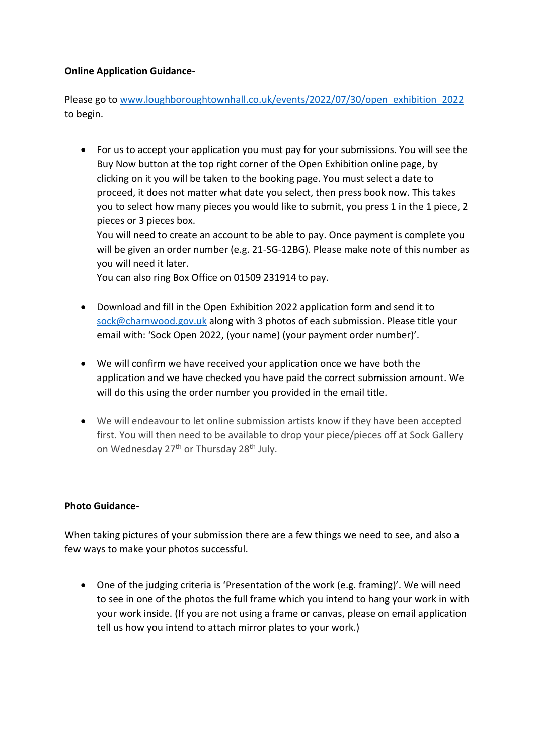**Online Application Guidance-**

Please go to [www.loughboroughtownhall.co.uk/events/2022/07/30/open_exhibition_2022](www.loughboroughtownhall.co.uk/events/2022/07/30/open_exhibition_2022) to begin.

- For us to accept your application you must pay for your submissions. You will see the Buy Now button at the top right corner of the Open Exhibition online page, by clicking on it you will be taken to the booking page. You must select a date to proceed, it does not matter what date you select, then press book now. This takes you to select how many pieces you would like to submit, you press 1 in the 1 piece, 2 pieces or 3 pieces box.
  You will need to create an account to be able to pay. Once payment is complete you will be given an order number (e.g. 21-SG-12BG). Please make note of this number as you will need it later.
  You can also ring Box Office on 01509 231914 to pay.

- Download and fill in the Open Exhibition 2022 application form and send it to [sock@charnwood.gov.uk](mailto:sock@charnwood.gov.uk) along with 3 photos of each submission. Please title your email with: 'Sock Open 2022, (your name) (your payment order number)'.

- We will confirm we have received your application once we have both the application and we have checked you have paid the correct submission amount. We will do this using the order number you provided in the email title.

- We will endeavour to let online submission artists know if they have been accepted first. You will then need to be available to drop your piece/pieces off at Sock Gallery on Wednesday 27th or Thursday 28th July.

**Photo Guidance-**

When taking pictures of your submission there are a few things we need to see, and also a few ways to make your photos successful.

- One of the judging criteria is 'Presentation of the work (e.g. framing)'. We will need to see in one of the photos the full frame which you intend to hang your work in with your work inside. (If you are not using a frame or canvas, please on email application tell us how you intend to attach mirror plates to your work.)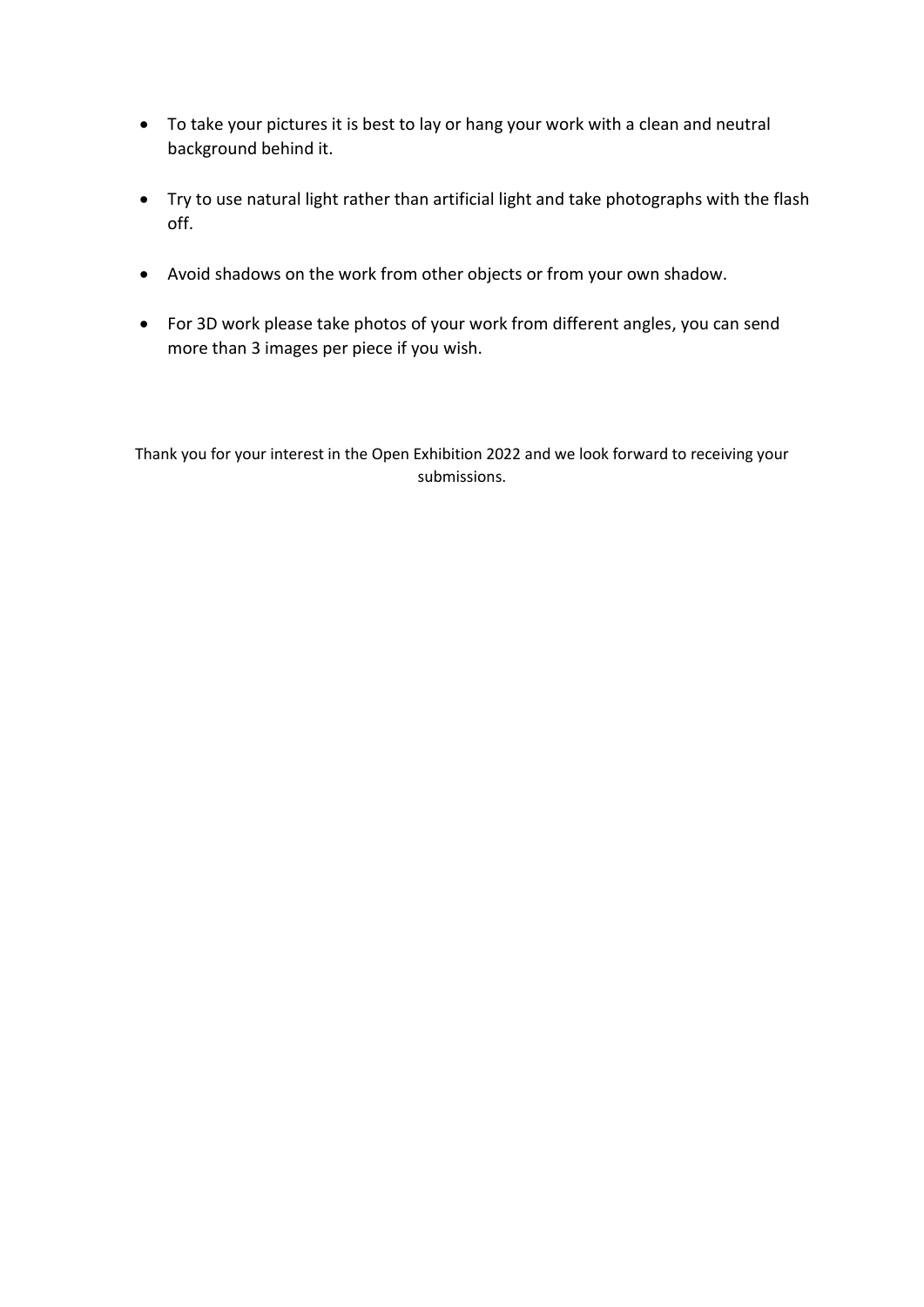- To take your pictures it is best to lay or hang your work with a clean and neutral background behind it.
- Try to use natural light rather than artificial light and take photographs with the flash off.
- Avoid shadows on the work from other objects or from your own shadow.
- For 3D work please take photos of your work from different angles, you can send more than 3 images per piece if you wish.

Thank you for your interest in the Open Exhibition 2022 and we look forward to receiving your submissions.